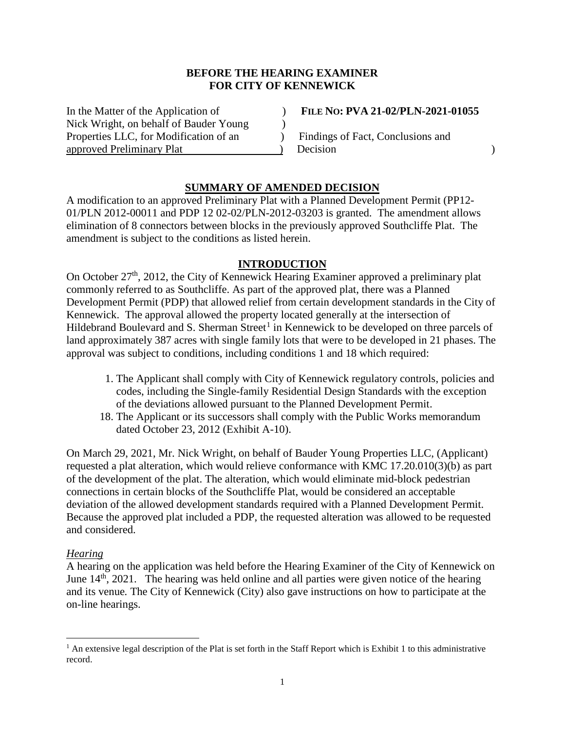**BEFORE THE HEARING EXAMINER**
**FOR CITY OF KENNEWICK**

| | | |
|---|---|---|
| In the Matter of the Application of | ) | **FILE NO: PVA 21-02/PLN-2021-01055** |
| Nick Wright, on behalf of Bauder Young | ) | |
| Properties LLC, for Modification of an | ) | Findings of Fact, Conclusions and |
| approved Preliminary Plat | ) | Decision |

## SUMMARY OF AMENDED DECISION

A modification to an approved Preliminary Plat with a Planned Development Permit (PP12-01/PLN 2012-00011 and PDP 12 02-02/PLN-2012-03203 is granted. The amendment allows elimination of 8 connectors between blocks in the previously approved Southcliffe Plat. The amendment is subject to the conditions as listed herein.

## INTRODUCTION

On October 27th, 2012, the City of Kennewick Hearing Examiner approved a preliminary plat commonly referred to as Southcliffe. As part of the approved plat, there was a Planned Development Permit (PDP) that allowed relief from certain development standards in the City of Kennewick. The approval allowed the property located generally at the intersection of Hildebrand Boulevard and S. Sherman Street[1] in Kennewick to be developed on three parcels of land approximately 387 acres with single family lots that were to be developed in 21 phases. The approval was subject to conditions, including conditions 1 and 18 which required:

1. The Applicant shall comply with City of Kennewick regulatory controls, policies and codes, including the Single-family Residential Design Standards with the exception of the deviations allowed pursuant to the Planned Development Permit.
18. The Applicant or its successors shall comply with the Public Works memorandum dated October 23, 2012 (Exhibit A-10).

On March 29, 2021, Mr. Nick Wright, on behalf of Bauder Young Properties LLC, (Applicant) requested a plat alteration, which would relieve conformance with KMC 17.20.010(3)(b) as part of the development of the plat. The alteration, which would eliminate mid-block pedestrian connections in certain blocks of the Southcliffe Plat, would be considered an acceptable deviation of the allowed development standards required with a Planned Development Permit. Because the approved plat included a PDP, the requested alteration was allowed to be requested and considered.

### *Hearing*

A hearing on the application was held before the Hearing Examiner of the City of Kennewick on June 14th, 2021. The hearing was held online and all parties were given notice of the hearing and its venue. The City of Kennewick (City) also gave instructions on how to participate at the on-line hearings.

[1] An extensive legal description of the Plat is set forth in the Staff Report which is Exhibit 1 to this administrative record.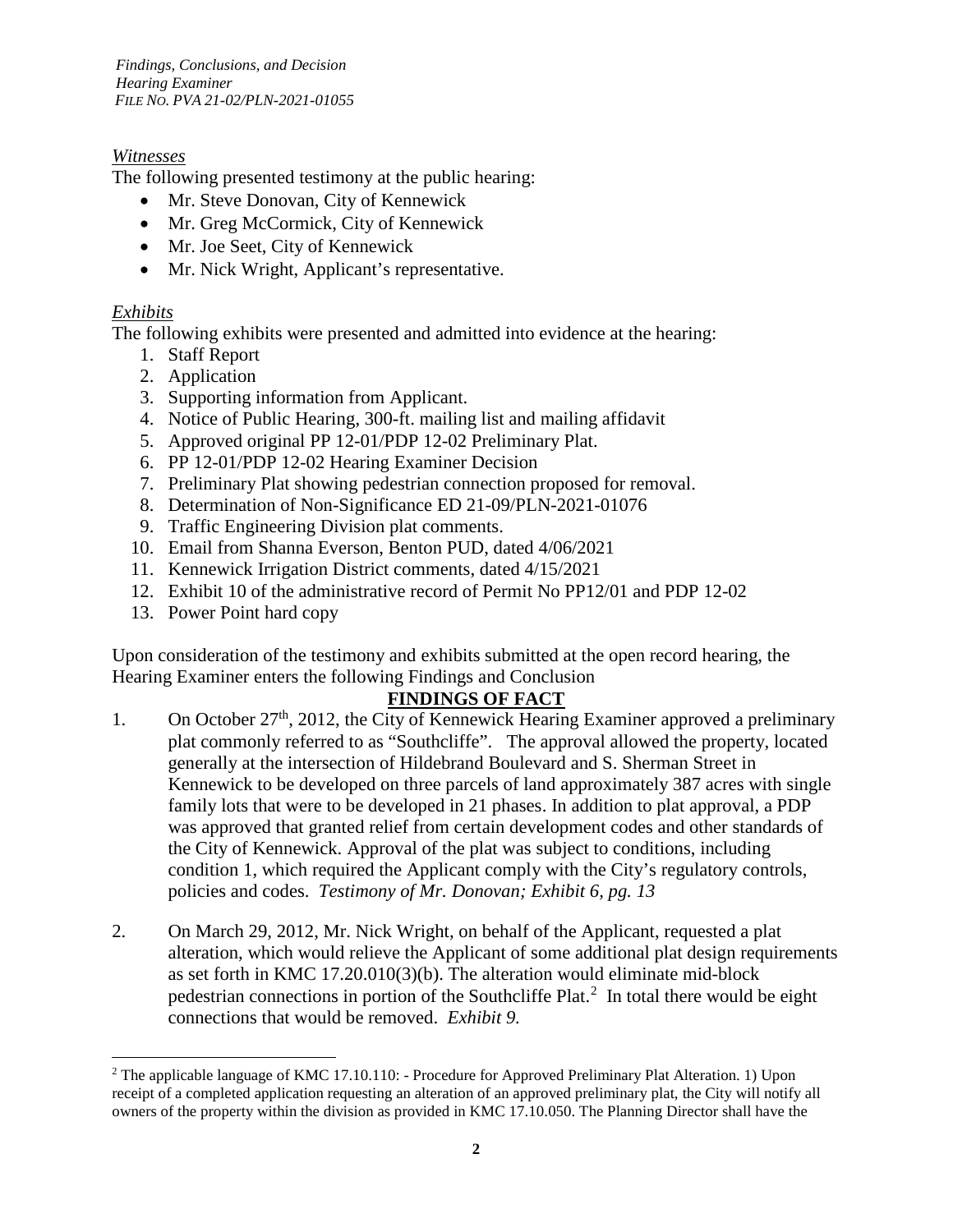*Witnesses*

The following presented testimony at the public hearing:

- Mr. Steve Donovan, City of Kennewick
- Mr. Greg McCormick, City of Kennewick
- Mr. Joe Seet, City of Kennewick
- Mr. Nick Wright, Applicant's representative.

*Exhibits*

The following exhibits were presented and admitted into evidence at the hearing:

1. Staff Report
2. Application
3. Supporting information from Applicant.
4. Notice of Public Hearing, 300-ft. mailing list and mailing affidavit
5. Approved original PP 12-01/PDP 12-02 Preliminary Plat.
6. PP 12-01/PDP 12-02 Hearing Examiner Decision
7. Preliminary Plat showing pedestrian connection proposed for removal.
8. Determination of Non-Significance ED 21-09/PLN-2021-01076
9. Traffic Engineering Division plat comments.
10. Email from Shanna Everson, Benton PUD, dated 4/06/2021
11. Kennewick Irrigation District comments, dated 4/15/2021
12. Exhibit 10 of the administrative record of Permit No PP12/01 and PDP 12-02
13. Power Point hard copy

Upon consideration of the testimony and exhibits submitted at the open record hearing, the Hearing Examiner enters the following Findings and Conclusion

## FINDINGS OF FACT

1. On October 27th, 2012, the City of Kennewick Hearing Examiner approved a preliminary plat commonly referred to as "Southcliffe". The approval allowed the property, located generally at the intersection of Hildebrand Boulevard and S. Sherman Street in Kennewick to be developed on three parcels of land approximately 387 acres with single family lots that were to be developed in 21 phases. In addition to plat approval, a PDP was approved that granted relief from certain development codes and other standards of the City of Kennewick. Approval of the plat was subject to conditions, including condition 1, which required the Applicant comply with the City's regulatory controls, policies and codes. *Testimony of Mr. Donovan; Exhibit 6, pg. 13*

2. On March 29, 2012, Mr. Nick Wright, on behalf of the Applicant, requested a plat alteration, which would relieve the Applicant of some additional plat design requirements as set forth in KMC 17.20.010(3)(b). The alteration would eliminate mid-block pedestrian connections in portion of the Southcliffe Plat.[2] In total there would be eight connections that would be removed. *Exhibit 9.*

[2] The applicable language of KMC 17.10.110: - Procedure for Approved Preliminary Plat Alteration. 1) Upon receipt of a completed application requesting an alteration of an approved preliminary plat, the City will notify all owners of the property within the division as provided in KMC 17.10.050. The Planning Director shall have the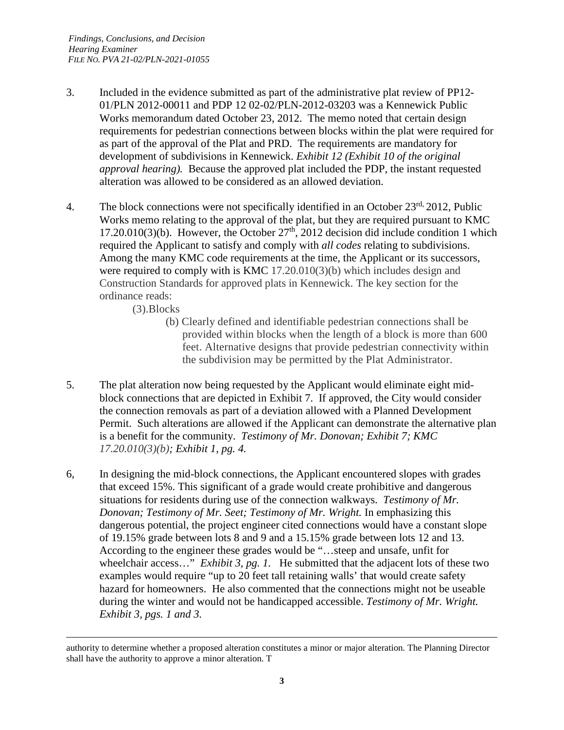3. Included in the evidence submitted as part of the administrative plat review of PP12-01/PLN 2012-00011 and PDP 12 02-02/PLN-2012-03203 was a Kennewick Public Works memorandum dated October 23, 2012. The memo noted that certain design requirements for pedestrian connections between blocks within the plat were required for as part of the approval of the Plat and PRD. The requirements are mandatory for development of subdivisions in Kennewick. *Exhibit 12 (Exhibit 10 of the original approval hearing).* Because the approved plat included the PDP, the instant requested alteration was allowed to be considered as an allowed deviation.

4. The block connections were not specifically identified in an October 23rd, 2012, Public Works memo relating to the approval of the plat, but they are required pursuant to KMC 17.20.010(3)(b). However, the October 27th, 2012 decision did include condition 1 which required the Applicant to satisfy and comply with *all codes* relating to subdivisions. Among the many KMC code requirements at the time, the Applicant or its successors, were required to comply with is KMC 17.20.010(3)(b) which includes design and Construction Standards for approved plats in Kennewick. The key section for the ordinance reads:

   (3).Blocks

   (b) Clearly defined and identifiable pedestrian connections shall be provided within blocks when the length of a block is more than 600 feet. Alternative designs that provide pedestrian connectivity within the subdivision may be permitted by the Plat Administrator.

5. The plat alteration now being requested by the Applicant would eliminate eight mid-block connections that are depicted in Exhibit 7. If approved, the City would consider the connection removals as part of a deviation allowed with a Planned Development Permit. Such alterations are allowed if the Applicant can demonstrate the alternative plan is a benefit for the community. *Testimony of Mr. Donovan; Exhibit 7; KMC 17.20.010(3)(b); Exhibit 1, pg. 4.*

6, In designing the mid-block connections, the Applicant encountered slopes with grades that exceed 15%. This significant of a grade would create prohibitive and dangerous situations for residents during use of the connection walkways. *Testimony of Mr. Donovan; Testimony of Mr. Seet; Testimony of Mr. Wright.* In emphasizing this dangerous potential, the project engineer cited connections would have a constant slope of 19.15% grade between lots 8 and 9 and a 15.15% grade between lots 12 and 13. According to the engineer these grades would be "…steep and unsafe, unfit for wheelchair access…" *Exhibit 3, pg. 1.* He submitted that the adjacent lots of these two examples would require "up to 20 feet tall retaining walls' that would create safety hazard for homeowners. He also commented that the connections might not be useable during the winter and would not be handicapped accessible. *Testimony of Mr. Wright. Exhibit 3, pgs. 1 and 3.*

---

authority to determine whether a proposed alteration constitutes a minor or major alteration. The Planning Director shall have the authority to approve a minor alteration. T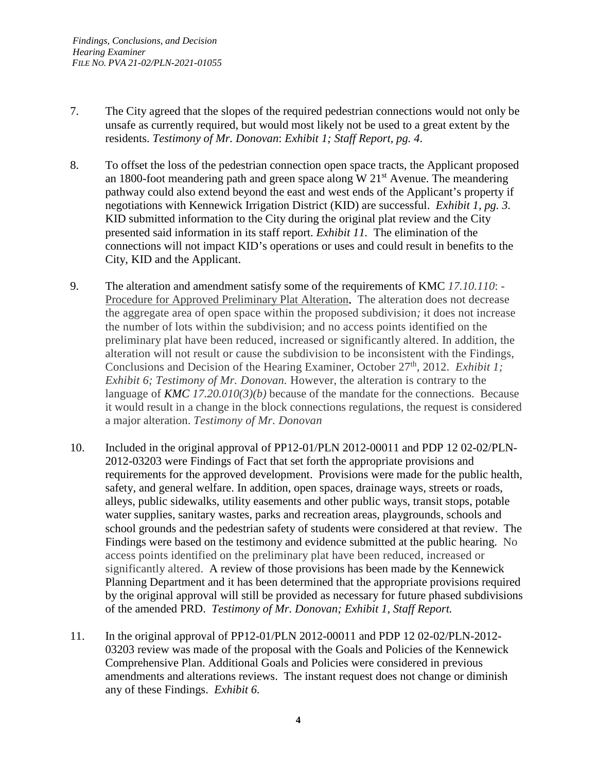7. The City agreed that the slopes of the required pedestrian connections would not only be unsafe as currently required, but would most likely not be used to a great extent by the residents. *Testimony of Mr. Donovan*: *Exhibit 1; Staff Report, pg. 4.*

8. To offset the loss of the pedestrian connection open space tracts, the Applicant proposed an 1800-foot meandering path and green space along W 21st Avenue. The meandering pathway could also extend beyond the east and west ends of the Applicant's property if negotiations with Kennewick Irrigation District (KID) are successful. *Exhibit 1, pg. 3.* KID submitted information to the City during the original plat review and the City presented said information in its staff report. *Exhibit 11.* The elimination of the connections will not impact KID's operations or uses and could result in benefits to the City, KID and the Applicant.

9. The alteration and amendment satisfy some of the requirements of KMC *17.10.110*: - Procedure for Approved Preliminary Plat Alteration**.** The alteration does not decrease the aggregate area of open space within the proposed subdivision*;* it does not increase the number of lots within the subdivision; and no access points identified on the preliminary plat have been reduced, increased or significantly altered. In addition, the alteration will not result or cause the subdivision to be inconsistent with the Findings, Conclusions and Decision of the Hearing Examiner, October 27th, 2012. *Exhibit 1; Exhibit 6; Testimony of Mr. Donovan.* However, the alteration is contrary to the language of ***KMC** 17.20.010(3)(b)* because of the mandate for the connections. Because it would result in a change in the block connections regulations, the request is considered a major alteration. *Testimony of Mr. Donovan*

10. Included in the original approval of PP12-01/PLN 2012-00011 and PDP 12 02-02/PLN-2012-03203 were Findings of Fact that set forth the appropriate provisions and requirements for the approved development. Provisions were made for the public health, safety, and general welfare. In addition, open spaces, drainage ways, streets or roads, alleys, public sidewalks, utility easements and other public ways, transit stops, potable water supplies, sanitary wastes, parks and recreation areas, playgrounds, schools and school grounds and the pedestrian safety of students were considered at that review. The Findings were based on the testimony and evidence submitted at the public hearing. No access points identified on the preliminary plat have been reduced, increased or significantly altered. A review of those provisions has been made by the Kennewick Planning Department and it has been determined that the appropriate provisions required by the original approval will still be provided as necessary for future phased subdivisions of the amended PRD. *Testimony of Mr. Donovan; Exhibit 1, Staff Report.*

11. In the original approval of PP12-01/PLN 2012-00011 and PDP 12 02-02/PLN-2012-03203 review was made of the proposal with the Goals and Policies of the Kennewick Comprehensive Plan. Additional Goals and Policies were considered in previous amendments and alterations reviews. The instant request does not change or diminish any of these Findings. *Exhibit 6.*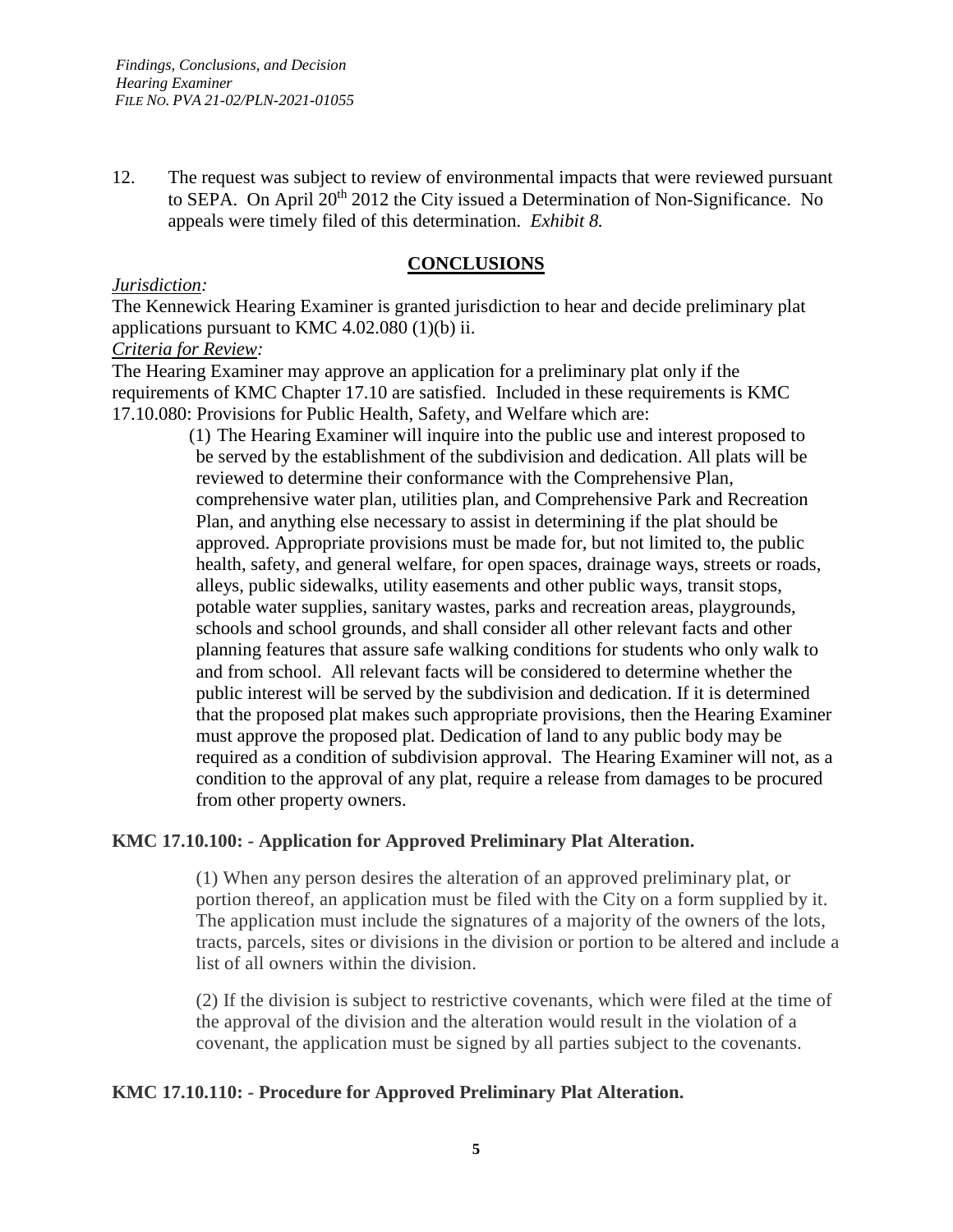12. The request was subject to review of environmental impacts that were reviewed pursuant to SEPA. On April 20th 2012 the City issued a Determination of Non-Significance. No appeals were timely filed of this determination. *Exhibit 8.*

## CONCLUSIONS

*Jurisdiction:*

The Kennewick Hearing Examiner is granted jurisdiction to hear and decide preliminary plat applications pursuant to KMC 4.02.080 (1)(b) ii.

*Criteria for Review:*

The Hearing Examiner may approve an application for a preliminary plat only if the requirements of KMC Chapter 17.10 are satisfied. Included in these requirements is KMC 17.10.080: Provisions for Public Health, Safety, and Welfare which are:

> (1) The Hearing Examiner will inquire into the public use and interest proposed to be served by the establishment of the subdivision and dedication. All plats will be reviewed to determine their conformance with the Comprehensive Plan, comprehensive water plan, utilities plan, and Comprehensive Park and Recreation Plan, and anything else necessary to assist in determining if the plat should be approved. Appropriate provisions must be made for, but not limited to, the public health, safety, and general welfare, for open spaces, drainage ways, streets or roads, alleys, public sidewalks, utility easements and other public ways, transit stops, potable water supplies, sanitary wastes, parks and recreation areas, playgrounds, schools and school grounds, and shall consider all other relevant facts and other planning features that assure safe walking conditions for students who only walk to and from school. All relevant facts will be considered to determine whether the public interest will be served by the subdivision and dedication. If it is determined that the proposed plat makes such appropriate provisions, then the Hearing Examiner must approve the proposed plat. Dedication of land to any public body may be required as a condition of subdivision approval. The Hearing Examiner will not, as a condition to the approval of any plat, require a release from damages to be procured from other property owners.

**KMC 17.10.100: - Application for Approved Preliminary Plat Alteration.**

> (1) When any person desires the alteration of an approved preliminary plat, or portion thereof, an application must be filed with the City on a form supplied by it. The application must include the signatures of a majority of the owners of the lots, tracts, parcels, sites or divisions in the division or portion to be altered and include a list of all owners within the division.
>
> (2) If the division is subject to restrictive covenants, which were filed at the time of the approval of the division and the alteration would result in the violation of a covenant, the application must be signed by all parties subject to the covenants.

**KMC 17.10.110: - Procedure for Approved Preliminary Plat Alteration.**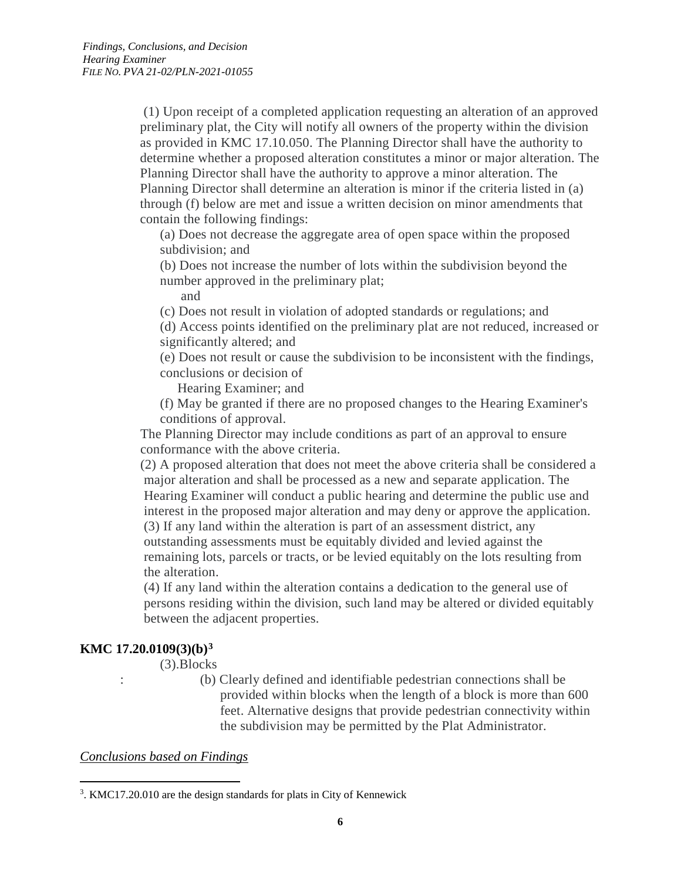(1) Upon receipt of a completed application requesting an alteration of an approved preliminary plat, the City will notify all owners of the property within the division as provided in KMC 17.10.050. The Planning Director shall have the authority to determine whether a proposed alteration constitutes a minor or major alteration. The Planning Director shall have the authority to approve a minor alteration. The Planning Director shall determine an alteration is minor if the criteria listed in (a) through (f) below are met and issue a written decision on minor amendments that contain the following findings:

(a) Does not decrease the aggregate area of open space within the proposed subdivision; and

(b) Does not increase the number of lots within the subdivision beyond the number approved in the preliminary plat; and

(c) Does not result in violation of adopted standards or regulations; and

(d) Access points identified on the preliminary plat are not reduced, increased or significantly altered; and

(e) Does not result or cause the subdivision to be inconsistent with the findings, conclusions or decision of Hearing Examiner; and

(f) May be granted if there are no proposed changes to the Hearing Examiner's conditions of approval.

The Planning Director may include conditions as part of an approval to ensure conformance with the above criteria.

(2) A proposed alteration that does not meet the above criteria shall be considered a major alteration and shall be processed as a new and separate application. The Hearing Examiner will conduct a public hearing and determine the public use and interest in the proposed major alteration and may deny or approve the application.

(3) If any land within the alteration is part of an assessment district, any outstanding assessments must be equitably divided and levied against the remaining lots, parcels or tracts, or be levied equitably on the lots resulting from the alteration.

(4) If any land within the alteration contains a dedication to the general use of persons residing within the division, such land may be altered or divided equitably between the adjacent properties.

**KMC 17.20.0109(3)(b)[3]**

(3).Blocks

: (b) Clearly defined and identifiable pedestrian connections shall be provided within blocks when the length of a block is more than 600 feet. Alternative designs that provide pedestrian connectivity within the subdivision may be permitted by the Plat Administrator.

*Conclusions based on Findings*

---

[3]. KMC17.20.010 are the design standards for plats in City of Kennewick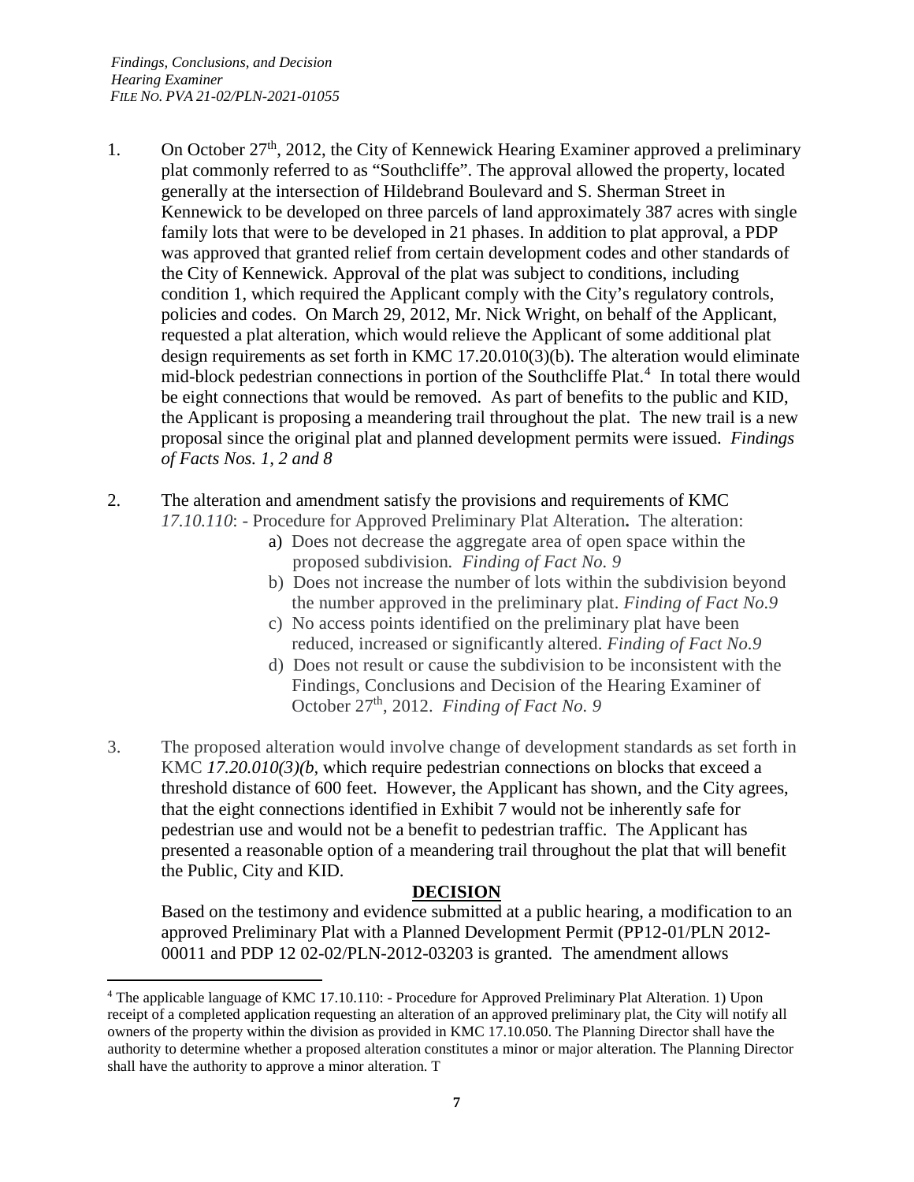1. On October 27th, 2012, the City of Kennewick Hearing Examiner approved a preliminary plat commonly referred to as "Southcliffe". The approval allowed the property, located generally at the intersection of Hildebrand Boulevard and S. Sherman Street in Kennewick to be developed on three parcels of land approximately 387 acres with single family lots that were to be developed in 21 phases. In addition to plat approval, a PDP was approved that granted relief from certain development codes and other standards of the City of Kennewick. Approval of the plat was subject to conditions, including condition 1, which required the Applicant comply with the City's regulatory controls, policies and codes. On March 29, 2012, Mr. Nick Wright, on behalf of the Applicant, requested a plat alteration, which would relieve the Applicant of some additional plat design requirements as set forth in KMC 17.20.010(3)(b). The alteration would eliminate mid-block pedestrian connections in portion of the Southcliffe Plat.[4] In total there would be eight connections that would be removed. As part of benefits to the public and KID, the Applicant is proposing a meandering trail throughout the plat. The new trail is a new proposal since the original plat and planned development permits were issued. *Findings of Facts Nos. 1, 2 and 8*

2. The alteration and amendment satisfy the provisions and requirements of KMC *17.10.110*: - Procedure for Approved Preliminary Plat Alteration**.** The alteration:
   a) Does not decrease the aggregate area of open space within the proposed subdivision. *Finding of Fact No. 9*
   b) Does not increase the number of lots within the subdivision beyond the number approved in the preliminary plat. *Finding of Fact No.9*
   c) No access points identified on the preliminary plat have been reduced, increased or significantly altered. *Finding of Fact No.9*
   d) Does not result or cause the subdivision to be inconsistent with the Findings, Conclusions and Decision of the Hearing Examiner of October 27th, 2012. *Finding of Fact No. 9*

3. The proposed alteration would involve change of development standards as set forth in KMC *17.20.010(3)(b,* which require pedestrian connections on blocks that exceed a threshold distance of 600 feet. However, the Applicant has shown, and the City agrees, that the eight connections identified in Exhibit 7 would not be inherently safe for pedestrian use and would not be a benefit to pedestrian traffic. The Applicant has presented a reasonable option of a meandering trail throughout the plat that will benefit the Public, City and KID.

## DECISION

Based on the testimony and evidence submitted at a public hearing, a modification to an approved Preliminary Plat with a Planned Development Permit (PP12-01/PLN 2012-00011 and PDP 12 02-02/PLN-2012-03203 is granted. The amendment allows

---

[4] The applicable language of KMC 17.10.110: - Procedure for Approved Preliminary Plat Alteration. 1) Upon receipt of a completed application requesting an alteration of an approved preliminary plat, the City will notify all owners of the property within the division as provided in KMC 17.10.050. The Planning Director shall have the authority to determine whether a proposed alteration constitutes a minor or major alteration. The Planning Director shall have the authority to approve a minor alteration. T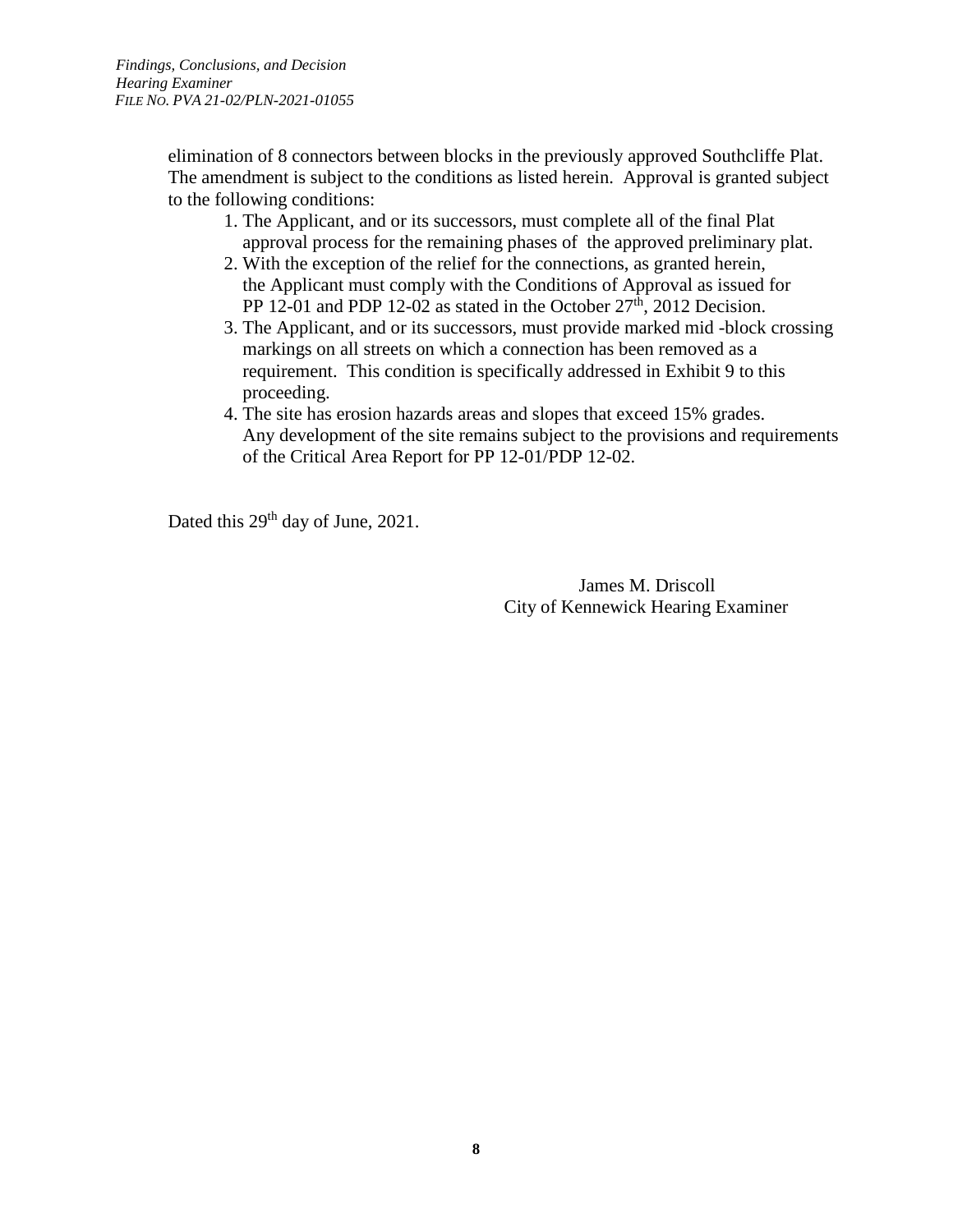elimination of 8 connectors between blocks in the previously approved Southcliffe Plat. The amendment is subject to the conditions as listed herein. Approval is granted subject to the following conditions:

1. The Applicant, and or its successors, must complete all of the final Plat approval process for the remaining phases of the approved preliminary plat.
2. With the exception of the relief for the connections, as granted herein, the Applicant must comply with the Conditions of Approval as issued for PP 12-01 and PDP 12-02 as stated in the October 27th, 2012 Decision.
3. The Applicant, and or its successors, must provide marked mid -block crossing markings on all streets on which a connection has been removed as a requirement. This condition is specifically addressed in Exhibit 9 to this proceeding.
4. The site has erosion hazards areas and slopes that exceed 15% grades. Any development of the site remains subject to the provisions and requirements of the Critical Area Report for PP 12-01/PDP 12-02.

Dated this 29th day of June, 2021.

James M. Driscoll
City of Kennewick Hearing Examiner